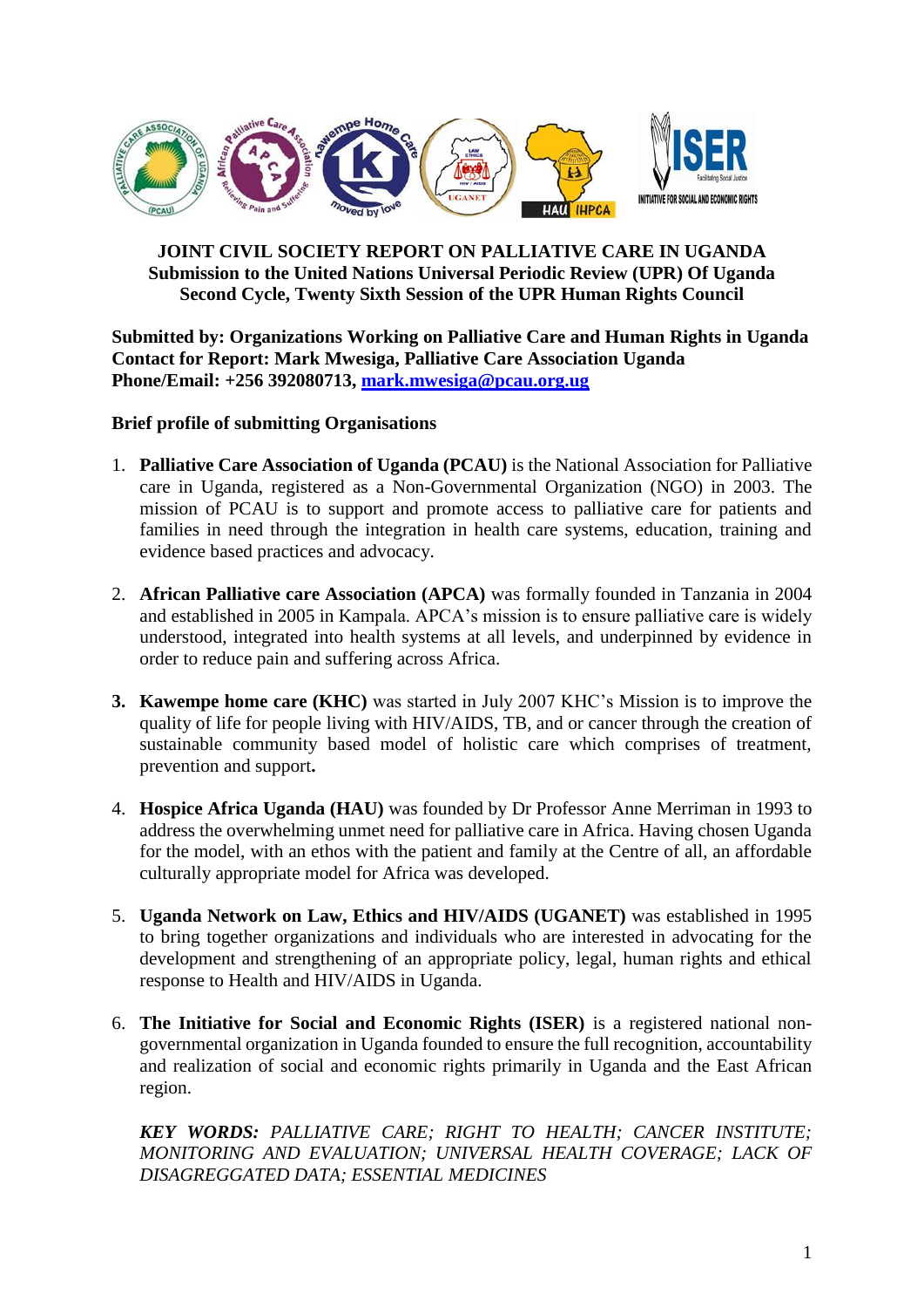**JOINT CIVIL SOCIETY REPORT ON PALLIATIVE CARE IN UGANDA**
**Submission to the United Nations Universal Periodic Review (UPR) Of Uganda**
**Second Cycle, Twenty Sixth Session of the UPR Human Rights Council**

**Submitted by: Organizations Working on Palliative Care and Human Rights in Uganda**
**Contact for Report: Mark Mwesiga, Palliative Care Association Uganda**
**Phone/Email: +256 392080713, mark.mwesiga@pcau.org.ug**

**Brief profile of submitting Organisations**

1. **Palliative Care Association of Uganda (PCAU)** is the National Association for Palliative care in Uganda, registered as a Non-Governmental Organization (NGO) in 2003. The mission of PCAU is to support and promote access to palliative care for patients and families in need through the integration in health care systems, education, training and evidence based practices and advocacy.

2. **African Palliative care Association (APCA)** was formally founded in Tanzania in 2004 and established in 2005 in Kampala. APCA's mission is to ensure palliative care is widely understood, integrated into health systems at all levels, and underpinned by evidence in order to reduce pain and suffering across Africa.

3. **Kawempe home care (KHC)** was started in July 2007 KHC's Mission is to improve the quality of life for people living with HIV/AIDS, TB, and or cancer through the creation of sustainable community based model of holistic care which comprises of treatment, prevention and support**.**

4. **Hospice Africa Uganda (HAU)** was founded by Dr Professor Anne Merriman in 1993 to address the overwhelming unmet need for palliative care in Africa. Having chosen Uganda for the model, with an ethos with the patient and family at the Centre of all, an affordable culturally appropriate model for Africa was developed.

5. **Uganda Network on Law, Ethics and HIV/AIDS (UGANET)** was established in 1995 to bring together organizations and individuals who are interested in advocating for the development and strengthening of an appropriate policy, legal, human rights and ethical response to Health and HIV/AIDS in Uganda.

6. **The Initiative for Social and Economic Rights (ISER)** is a registered national non-governmental organization in Uganda founded to ensure the full recognition, accountability and realization of social and economic rights primarily in Uganda and the East African region.

***KEY WORDS:*** *PALLIATIVE CARE; RIGHT TO HEALTH; CANCER INSTITUTE; MONITORING AND EVALUATION; UNIVERSAL HEALTH COVERAGE; LACK OF DISAGREGGATED DATA; ESSENTIAL MEDICINES*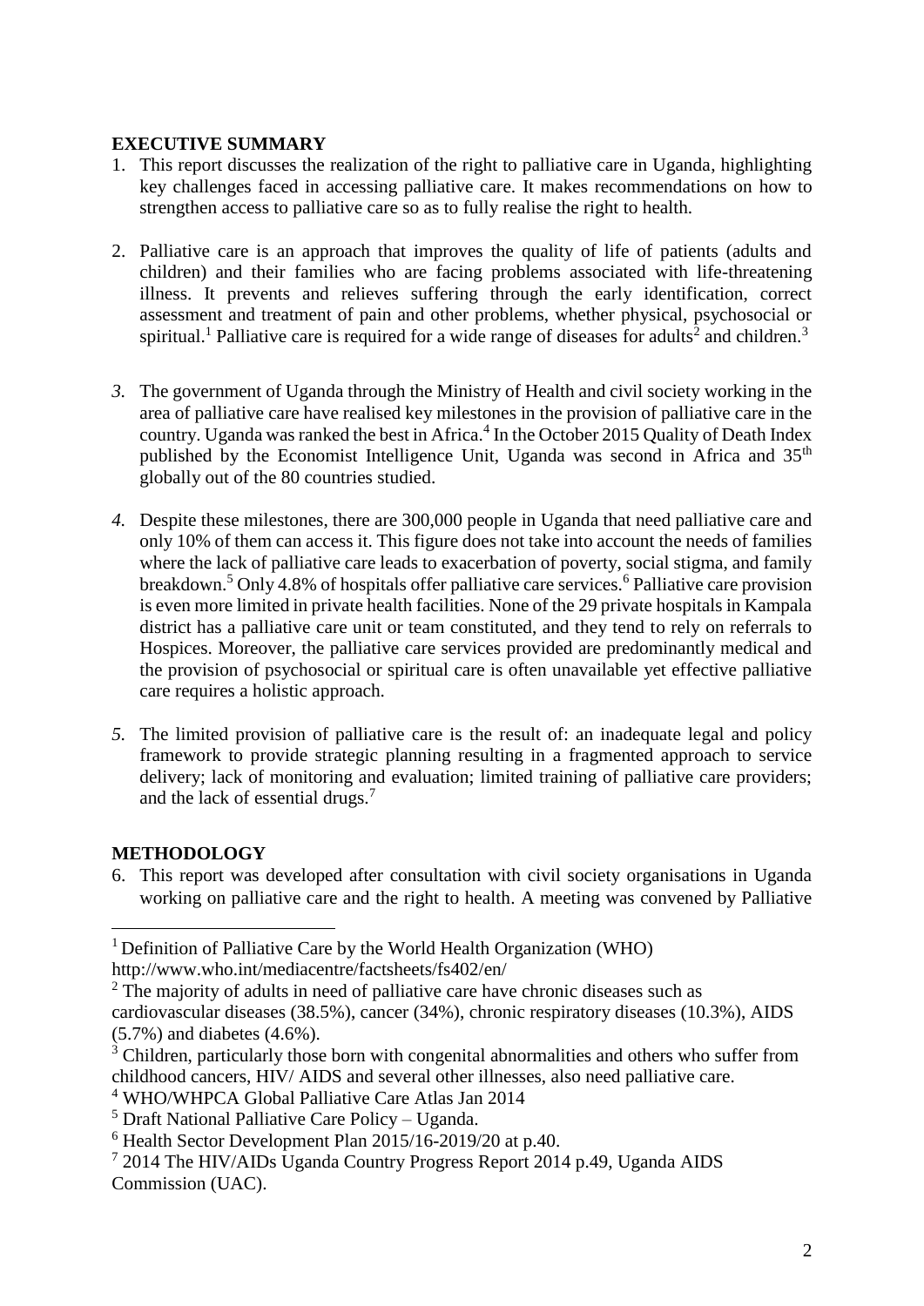## EXECUTIVE SUMMARY

1. This report discusses the realization of the right to palliative care in Uganda, highlighting key challenges faced in accessing palliative care. It makes recommendations on how to strengthen access to palliative care so as to fully realise the right to health.

2. Palliative care is an approach that improves the quality of life of patients (adults and children) and their families who are facing problems associated with life-threatening illness. It prevents and relieves suffering through the early identification, correct assessment and treatment of pain and other problems, whether physical, psychosocial or spiritual.[1] Palliative care is required for a wide range of diseases for adults[2] and children.[3]

3. The government of Uganda through the Ministry of Health and civil society working in the area of palliative care have realised key milestones in the provision of palliative care in the country. Uganda was ranked the best in Africa.[4] In the October 2015 Quality of Death Index published by the Economist Intelligence Unit, Uganda was second in Africa and 35th globally out of the 80 countries studied.

4. Despite these milestones, there are 300,000 people in Uganda that need palliative care and only 10% of them can access it. This figure does not take into account the needs of families where the lack of palliative care leads to exacerbation of poverty, social stigma, and family breakdown.[5] Only 4.8% of hospitals offer palliative care services.[6] Palliative care provision is even more limited in private health facilities. None of the 29 private hospitals in Kampala district has a palliative care unit or team constituted, and they tend to rely on referrals to Hospices. Moreover, the palliative care services provided are predominantly medical and the provision of psychosocial or spiritual care is often unavailable yet effective palliative care requires a holistic approach.

5. The limited provision of palliative care is the result of: an inadequate legal and policy framework to provide strategic planning resulting in a fragmented approach to service delivery; lack of monitoring and evaluation; limited training of palliative care providers; and the lack of essential drugs.[7]

## METHODOLOGY

6. This report was developed after consultation with civil society organisations in Uganda working on palliative care and the right to health. A meeting was convened by Palliative

---

[1] Definition of Palliative Care by the World Health Organization (WHO) http://www.who.int/mediacentre/factsheets/fs402/en/

[2] The majority of adults in need of palliative care have chronic diseases such as cardiovascular diseases (38.5%), cancer (34%), chronic respiratory diseases (10.3%), AIDS (5.7%) and diabetes (4.6%).

[3] Children, particularly those born with congenital abnormalities and others who suffer from childhood cancers, HIV/ AIDS and several other illnesses, also need palliative care.

[4] WHO/WHPCA Global Palliative Care Atlas Jan 2014

[5] Draft National Palliative Care Policy – Uganda.

[6] Health Sector Development Plan 2015/16-2019/20 at p.40.

[7] 2014 The HIV/AIDs Uganda Country Progress Report 2014 p.49, Uganda AIDS Commission (UAC).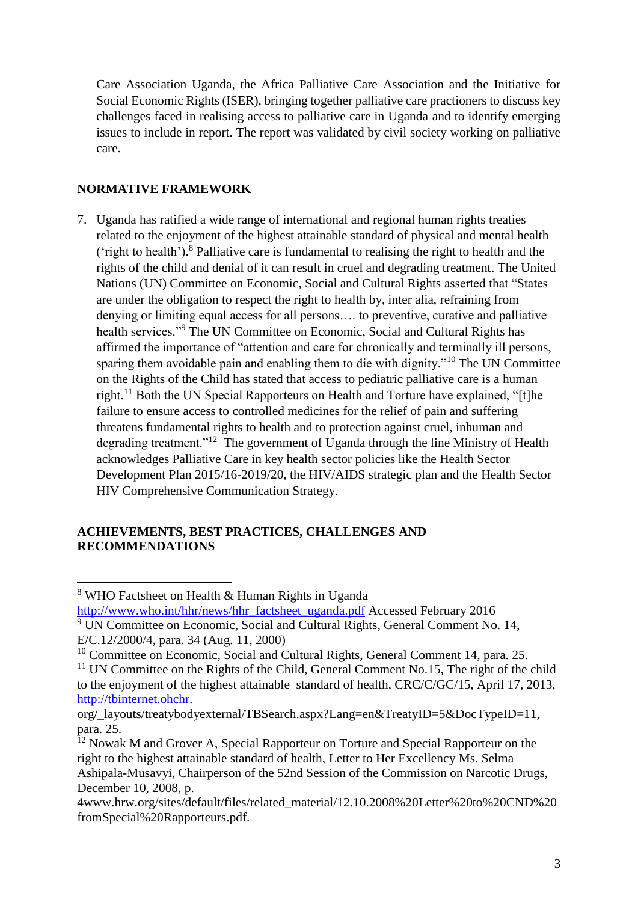Care Association Uganda, the Africa Palliative Care Association and the Initiative for Social Economic Rights (ISER), bringing together palliative care practioners to discuss key challenges faced in realising access to palliative care in Uganda and to identify emerging issues to include in report. The report was validated by civil society working on palliative care.

## NORMATIVE FRAMEWORK

7. Uganda has ratified a wide range of international and regional human rights treaties related to the enjoyment of the highest attainable standard of physical and mental health ('right to health').[8] Palliative care is fundamental to realising the right to health and the rights of the child and denial of it can result in cruel and degrading treatment. The United Nations (UN) Committee on Economic, Social and Cultural Rights asserted that "States are under the obligation to respect the right to health by, inter alia, refraining from denying or limiting equal access for all persons…. to preventive, curative and palliative health services."[9] The UN Committee on Economic, Social and Cultural Rights has affirmed the importance of "attention and care for chronically and terminally ill persons, sparing them avoidable pain and enabling them to die with dignity."[10] The UN Committee on the Rights of the Child has stated that access to pediatric palliative care is a human right.[11] Both the UN Special Rapporteurs on Health and Torture have explained, "[t]he failure to ensure access to controlled medicines for the relief of pain and suffering threatens fundamental rights to health and to protection against cruel, inhuman and degrading treatment."[12] The government of Uganda through the line Ministry of Health acknowledges Palliative Care in key health sector policies like the Health Sector Development Plan 2015/16-2019/20, the HIV/AIDS strategic plan and the Health Sector HIV Comprehensive Communication Strategy.

## ACHIEVEMENTS, BEST PRACTICES, CHALLENGES AND RECOMMENDATIONS

---

[8] WHO Factsheet on Health & Human Rights in Uganda http://www.who.int/hhr/news/hhr_factsheet_uganda.pdf Accessed February 2016

[9] UN Committee on Economic, Social and Cultural Rights, General Comment No. 14, E/C.12/2000/4, para. 34 (Aug. 11, 2000)

[10] Committee on Economic, Social and Cultural Rights, General Comment 14, para. 25.

[11] UN Committee on the Rights of the Child, General Comment No.15, The right of the child to the enjoyment of the highest attainable standard of health, CRC/C/GC/15, April 17, 2013, http://tbinternet.ohchr. org/_layouts/treatybodyexternal/TBSearch.aspx?Lang=en&TreatyID=5&DocTypeID=11, para. 25.

[12] Nowak M and Grover A, Special Rapporteur on Torture and Special Rapporteur on the right to the highest attainable standard of health, Letter to Her Excellency Ms. Selma Ashipala-Musavyi, Chairperson of the 52nd Session of the Commission on Narcotic Drugs, December 10, 2008, p. 4www.hrw.org/sites/default/files/related_material/12.10.2008%20Letter%20to%20CND%20fromSpecial%20Rapporteurs.pdf.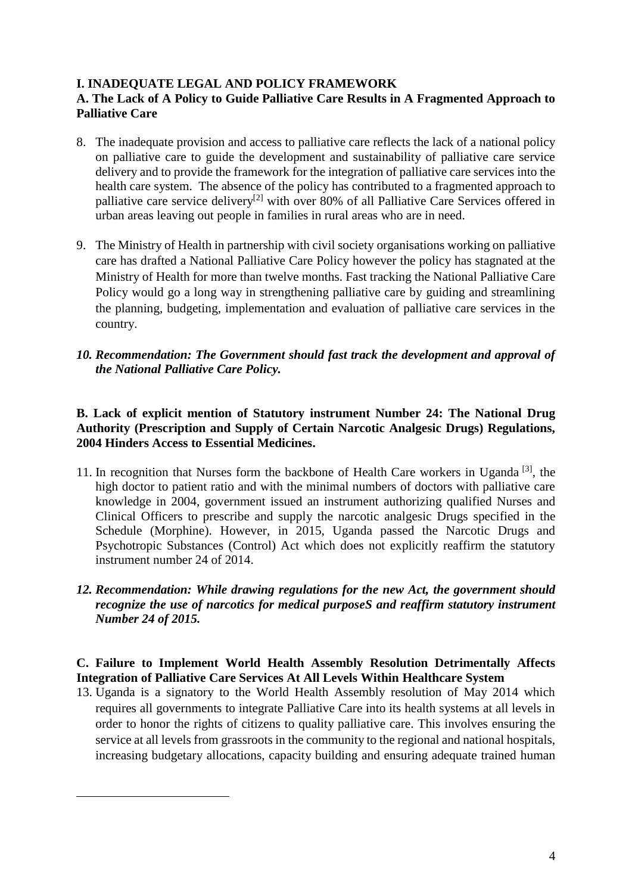## I. INADEQUATE LEGAL AND POLICY FRAMEWORK

### A. The Lack of A Policy to Guide Palliative Care Results in A Fragmented Approach to Palliative Care

8. The inadequate provision and access to palliative care reflects the lack of a national policy on palliative care to guide the development and sustainability of palliative care service delivery and to provide the framework for the integration of palliative care services into the health care system. The absence of the policy has contributed to a fragmented approach to palliative care service delivery[2] with over 80% of all Palliative Care Services offered in urban areas leaving out people in families in rural areas who are in need.

9. The Ministry of Health in partnership with civil society organisations working on palliative care has drafted a National Palliative Care Policy however the policy has stagnated at the Ministry of Health for more than twelve months. Fast tracking the National Palliative Care Policy would go a long way in strengthening palliative care by guiding and streamlining the planning, budgeting, implementation and evaluation of palliative care services in the country.

*10. **Recommendation: The Government should fast track the development and approval of the National Palliative Care Policy.***

### B. Lack of explicit mention of Statutory instrument Number 24: The National Drug Authority (Prescription and Supply of Certain Narcotic Analgesic Drugs) Regulations, 2004 Hinders Access to Essential Medicines.

11. In recognition that Nurses form the backbone of Health Care workers in Uganda [3], the high doctor to patient ratio and with the minimal numbers of doctors with palliative care knowledge in 2004, government issued an instrument authorizing qualified Nurses and Clinical Officers to prescribe and supply the narcotic analgesic Drugs specified in the Schedule (Morphine). However, in 2015, Uganda passed the Narcotic Drugs and Psychotropic Substances (Control) Act which does not explicitly reaffirm the statutory instrument number 24 of 2014.

*12. **Recommendation: While drawing regulations for the new Act, the government should recognize the use of narcotics for medical purposeS and reaffirm statutory instrument Number 24 of 2015.***

### C. Failure to Implement World Health Assembly Resolution Detrimentally Affects Integration of Palliative Care Services At All Levels Within Healthcare System

13. Uganda is a signatory to the World Health Assembly resolution of May 2014 which requires all governments to integrate Palliative Care into its health systems at all levels in order to honor the rights of citizens to quality palliative care. This involves ensuring the service at all levels from grassroots in the community to the regional and national hospitals, increasing budgetary allocations, capacity building and ensuring adequate trained human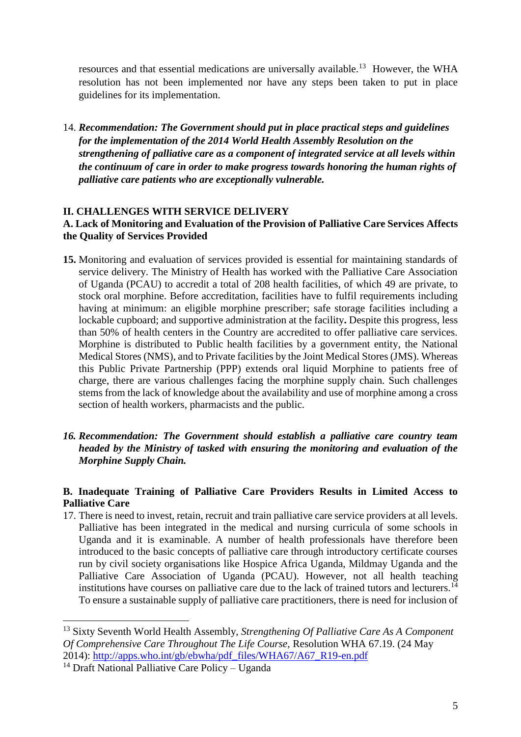resources and that essential medications are universally available.[13] However, the WHA resolution has not been implemented nor have any steps been taken to put in place guidelines for its implementation.

14. ***Recommendation: The Government should put in place practical steps and guidelines for the implementation of the 2014 World Health Assembly Resolution on the strengthening of palliative care as a component of integrated service at all levels within the continuum of care in order to make progress towards honoring the human rights of palliative care patients who are exceptionally vulnerable.***

## II. CHALLENGES WITH SERVICE DELIVERY

### A. Lack of Monitoring and Evaluation of the Provision of Palliative Care Services Affects the Quality of Services Provided

**15.** Monitoring and evaluation of services provided is essential for maintaining standards of service delivery. The Ministry of Health has worked with the Palliative Care Association of Uganda (PCAU) to accredit a total of 208 health facilities, of which 49 are private, to stock oral morphine. Before accreditation, facilities have to fulfil requirements including having at minimum: an eligible morphine prescriber; safe storage facilities including a lockable cupboard; and supportive administration at the facility**.** Despite this progress, less than 50% of health centers in the Country are accredited to offer palliative care services. Morphine is distributed to Public health facilities by a government entity, the National Medical Stores (NMS), and to Private facilities by the Joint Medical Stores (JMS). Whereas this Public Private Partnership (PPP) extends oral liquid Morphine to patients free of charge, there are various challenges facing the morphine supply chain. Such challenges stems from the lack of knowledge about the availability and use of morphine among a cross section of health workers, pharmacists and the public.

*16.* ***Recommendation: The Government should establish a palliative care country team headed by the Ministry of tasked with ensuring the monitoring and evaluation of the Morphine Supply Chain.***

### B. Inadequate Training of Palliative Care Providers Results in Limited Access to Palliative Care

17. There is need to invest, retain, recruit and train palliative care service providers at all levels. Palliative has been integrated in the medical and nursing curricula of some schools in Uganda and it is examinable. A number of health professionals have therefore been introduced to the basic concepts of palliative care through introductory certificate courses run by civil society organisations like Hospice Africa Uganda, Mildmay Uganda and the Palliative Care Association of Uganda (PCAU). However, not all health teaching institutions have courses on palliative care due to the lack of trained tutors and lecturers.[14] To ensure a sustainable supply of palliative care practitioners, there is need for inclusion of

---

[13] Sixty Seventh World Health Assembly, *Strengthening Of Palliative Care As A Component Of Comprehensive Care Throughout The Life Course*, Resolution WHA 67.19. (24 May 2014): http://apps.who.int/gb/ebwha/pdf_files/WHA67/A67_R19-en.pdf

[14] Draft National Palliative Care Policy – Uganda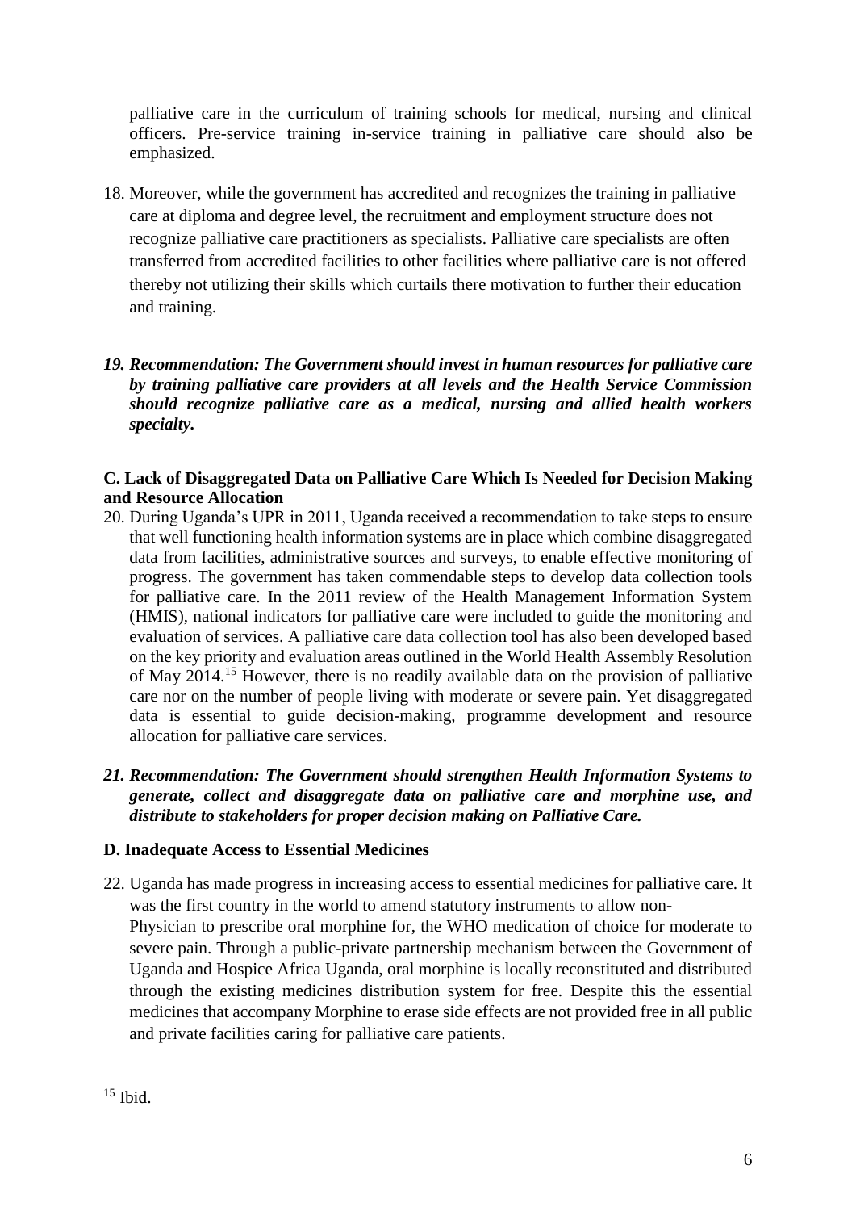palliative care in the curriculum of training schools for medical, nursing and clinical officers. Pre-service training in-service training in palliative care should also be emphasized.

18. Moreover, while the government has accredited and recognizes the training in palliative care at diploma and degree level, the recruitment and employment structure does not recognize palliative care practitioners as specialists. Palliative care specialists are often transferred from accredited facilities to other facilities where palliative care is not offered thereby not utilizing their skills which curtails there motivation to further their education and training.

***19. Recommendation: The Government should invest in human resources for palliative care by training palliative care providers at all levels and the Health Service Commission should recognize palliative care as a medical, nursing and allied health workers specialty.***

**C. Lack of Disaggregated Data on Palliative Care Which Is Needed for Decision Making and Resource Allocation**

20. During Uganda's UPR in 2011, Uganda received a recommendation to take steps to ensure that well functioning health information systems are in place which combine disaggregated data from facilities, administrative sources and surveys, to enable effective monitoring of progress. The government has taken commendable steps to develop data collection tools for palliative care. In the 2011 review of the Health Management Information System (HMIS), national indicators for palliative care were included to guide the monitoring and evaluation of services. A palliative care data collection tool has also been developed based on the key priority and evaluation areas outlined in the World Health Assembly Resolution of May 2014.[15] However, there is no readily available data on the provision of palliative care nor on the number of people living with moderate or severe pain. Yet disaggregated data is essential to guide decision-making, programme development and resource allocation for palliative care services.

***21. Recommendation: The Government should strengthen Health Information Systems to generate, collect and disaggregate data on palliative care and morphine use, and distribute to stakeholders for proper decision making on Palliative Care.***

**D. Inadequate Access to Essential Medicines**

22. Uganda has made progress in increasing access to essential medicines for palliative care. It was the first country in the world to amend statutory instruments to allow non-Physician to prescribe oral morphine for, the WHO medication of choice for moderate to severe pain. Through a public-private partnership mechanism between the Government of Uganda and Hospice Africa Uganda, oral morphine is locally reconstituted and distributed through the existing medicines distribution system for free. Despite this the essential medicines that accompany Morphine to erase side effects are not provided free in all public and private facilities caring for palliative care patients.

[15] Ibid.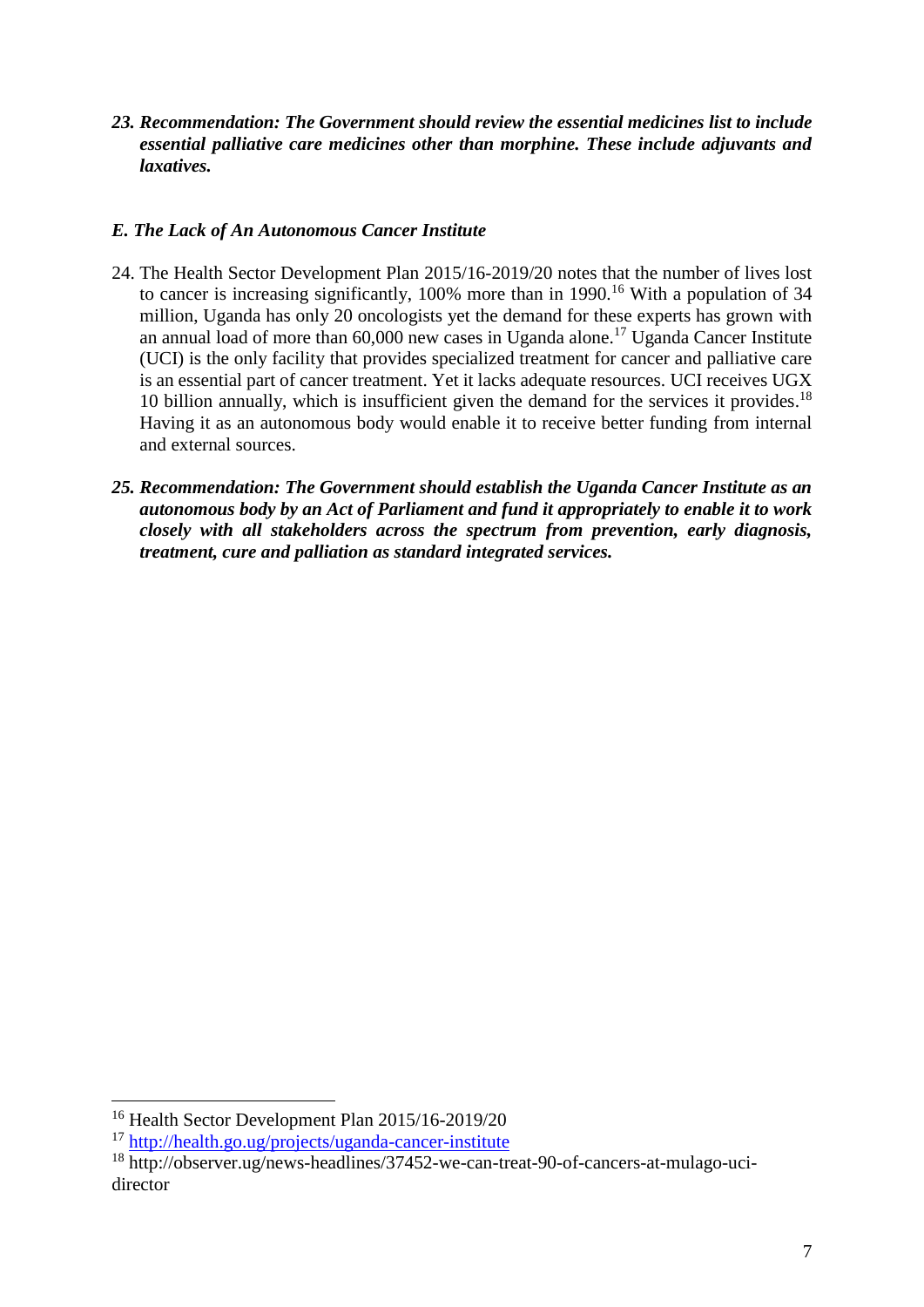***23. Recommendation: The Government should review the essential medicines list to include essential palliative care medicines other than morphine. These include adjuvants and laxatives.***

### *E. The Lack of An Autonomous Cancer Institute*

24. The Health Sector Development Plan 2015/16-2019/20 notes that the number of lives lost to cancer is increasing significantly, 100% more than in 1990.[16] With a population of 34 million, Uganda has only 20 oncologists yet the demand for these experts has grown with an annual load of more than 60,000 new cases in Uganda alone.[17] Uganda Cancer Institute (UCI) is the only facility that provides specialized treatment for cancer and palliative care is an essential part of cancer treatment. Yet it lacks adequate resources. UCI receives UGX 10 billion annually, which is insufficient given the demand for the services it provides.[18] Having it as an autonomous body would enable it to receive better funding from internal and external sources.

***25. Recommendation: The Government should establish the Uganda Cancer Institute as an autonomous body by an Act of Parliament and fund it appropriately to enable it to work closely with all stakeholders across the spectrum from prevention, early diagnosis, treatment, cure and palliation as standard integrated services.***

---

[16] Health Sector Development Plan 2015/16-2019/20

[17] http://health.go.ug/projects/uganda-cancer-institute

[18] http://observer.ug/news-headlines/37452-we-can-treat-90-of-cancers-at-mulago-uci-director